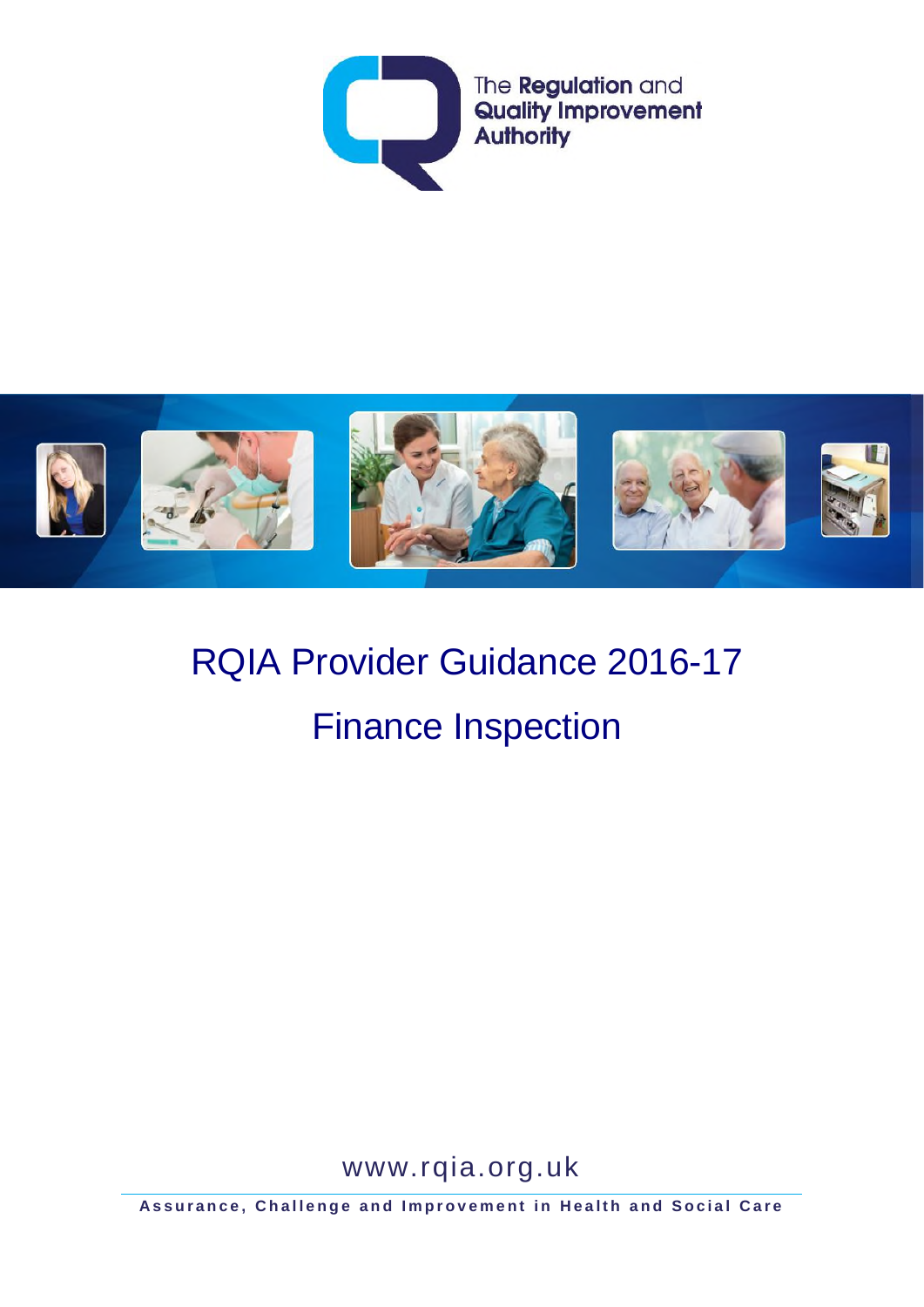The Regulation and Quality Improvement Authority

# RQIA Provider Guidance 2016-17

# Finance Inspection

www.rqia.org.uk

**Assurance, Challenge and Improvement in Health and Social Care**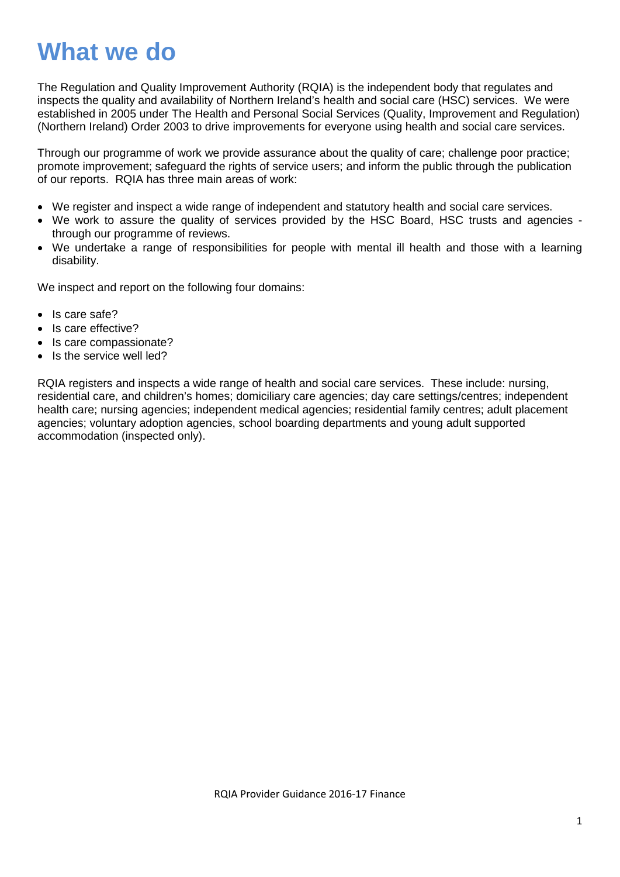# What we do

The Regulation and Quality Improvement Authority (RQIA) is the independent body that regulates and inspects the quality and availability of Northern Ireland's health and social care (HSC) services. We were established in 2005 under The Health and Personal Social Services (Quality, Improvement and Regulation) (Northern Ireland) Order 2003 to drive improvements for everyone using health and social care services.

Through our programme of work we provide assurance about the quality of care; challenge poor practice; promote improvement; safeguard the rights of service users; and inform the public through the publication of our reports. RQIA has three main areas of work:

- We register and inspect a wide range of independent and statutory health and social care services.
- We work to assure the quality of services provided by the HSC Board, HSC trusts and agencies - through our programme of reviews.
- We undertake a range of responsibilities for people with mental ill health and those with a learning disability.

We inspect and report on the following four domains:

- Is care safe?
- Is care effective?
- Is care compassionate?
- Is the service well led?

RQIA registers and inspects a wide range of health and social care services. These include: nursing, residential care, and children's homes; domiciliary care agencies; day care settings/centres; independent health care; nursing agencies; independent medical agencies; residential family centres; adult placement agencies; voluntary adoption agencies, school boarding departments and young adult supported accommodation (inspected only).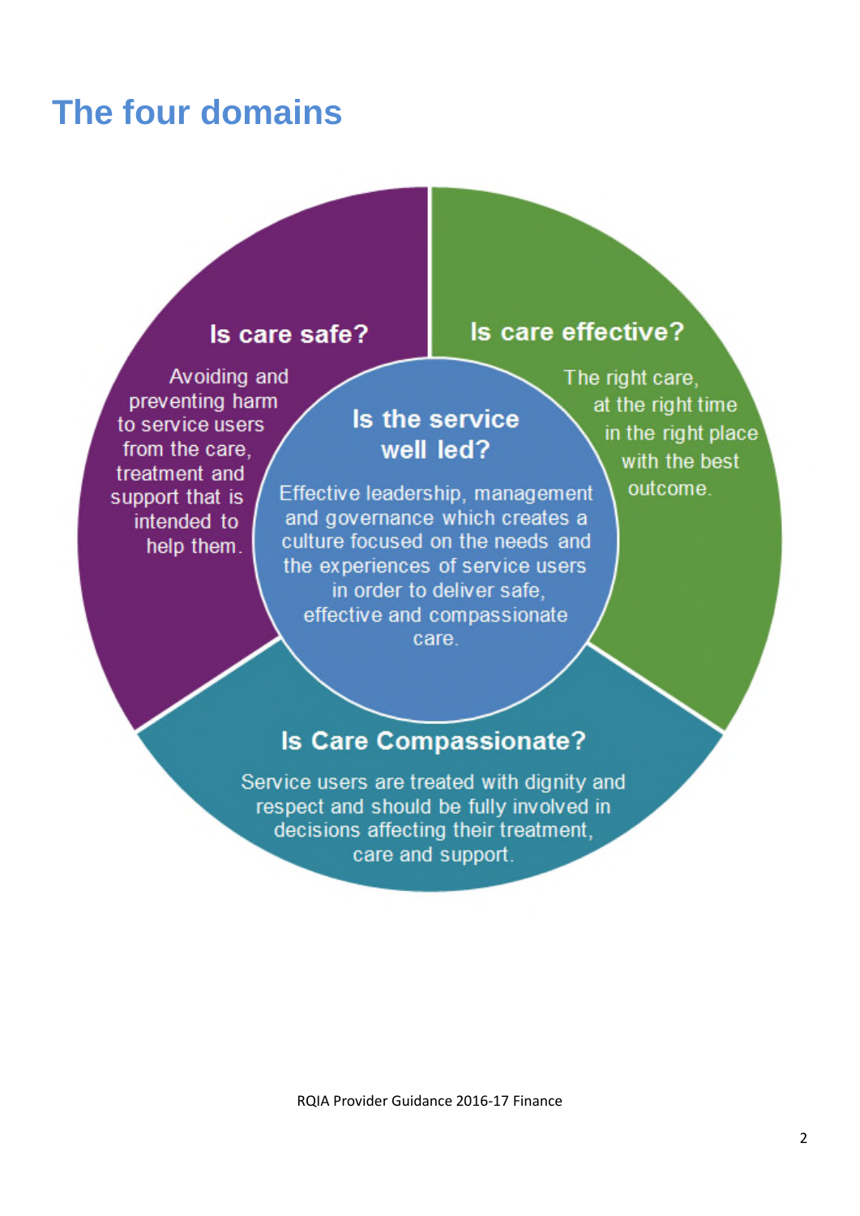# The four domains

**Is care safe?**

Avoiding and preventing harm to service users from the care, treatment and support that is intended to help them.

**Is care effective?**

The right care, at the right time in the right place with the best outcome.

**Is the service well led?**

Effective leadership, management and governance which creates a culture focused on the needs and the experiences of service users in order to deliver safe, effective and compassionate care.

**Is Care Compassionate?**

Service users are treated with dignity and respect and should be fully involved in decisions affecting their treatment, care and support.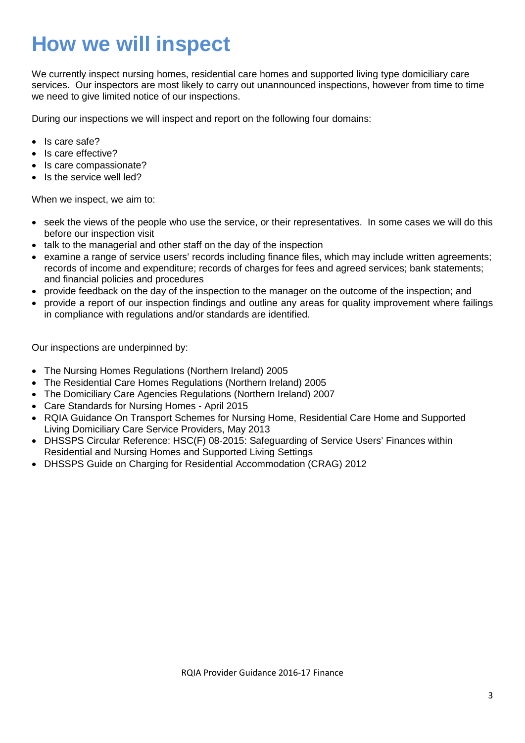# How we will inspect

We currently inspect nursing homes, residential care homes and supported living type domiciliary care services. Our inspectors are most likely to carry out unannounced inspections, however from time to time we need to give limited notice of our inspections.

During our inspections we will inspect and report on the following four domains:

- Is care safe?
- Is care effective?
- Is care compassionate?
- Is the service well led?

When we inspect, we aim to:

- seek the views of the people who use the service, or their representatives. In some cases we will do this before our inspection visit
- talk to the managerial and other staff on the day of the inspection
- examine a range of service users' records including finance files, which may include written agreements; records of income and expenditure; records of charges for fees and agreed services; bank statements; and financial policies and procedures
- provide feedback on the day of the inspection to the manager on the outcome of the inspection; and
- provide a report of our inspection findings and outline any areas for quality improvement where failings in compliance with regulations and/or standards are identified.

Our inspections are underpinned by:

- The Nursing Homes Regulations (Northern Ireland) 2005
- The Residential Care Homes Regulations (Northern Ireland) 2005
- The Domiciliary Care Agencies Regulations (Northern Ireland) 2007
- Care Standards for Nursing Homes - April 2015
- RQIA Guidance On Transport Schemes for Nursing Home, Residential Care Home and Supported Living Domiciliary Care Service Providers, May 2013
- DHSSPS Circular Reference: HSC(F) 08-2015: Safeguarding of Service Users' Finances within Residential and Nursing Homes and Supported Living Settings
- DHSSPS Guide on Charging for Residential Accommodation (CRAG) 2012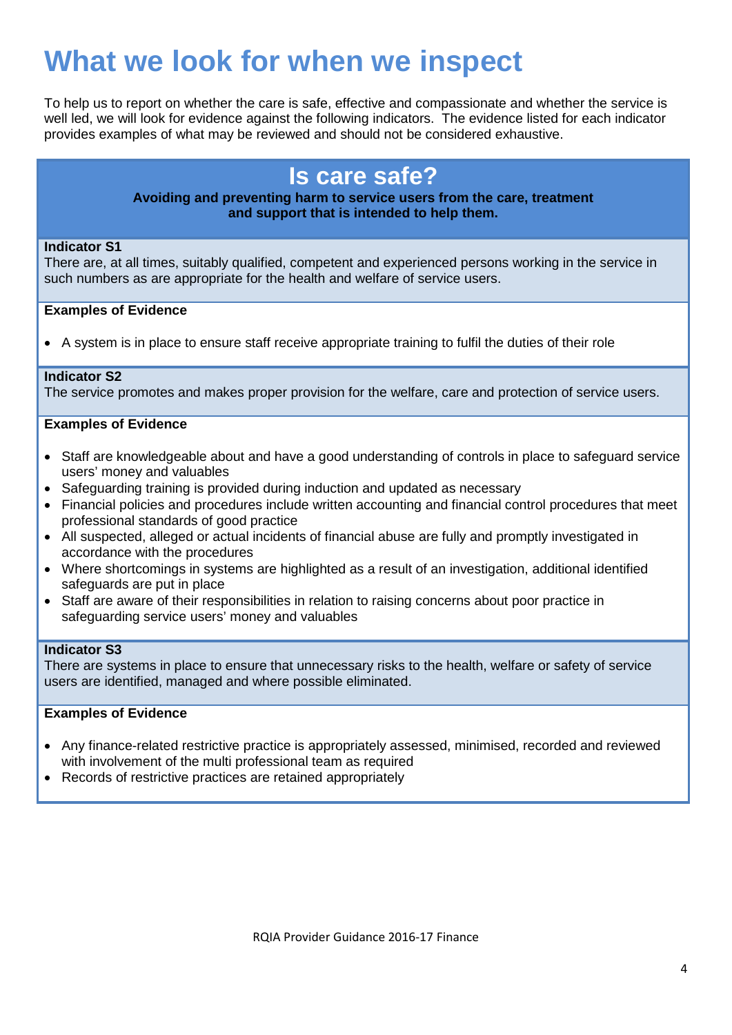# What we look for when we inspect

To help us to report on whether the care is safe, effective and compassionate and whether the service is well led, we will look for evidence against the following indicators. The evidence listed for each indicator provides examples of what may be reviewed and should not be considered exhaustive.

## Is care safe?

**Avoiding and preventing harm to service users from the care, treatment and support that is intended to help them.**

**Indicator S1**
There are, at all times, suitably qualified, competent and experienced persons working in the service in such numbers as are appropriate for the health and welfare of service users.

**Examples of Evidence**

- A system is in place to ensure staff receive appropriate training to fulfil the duties of their role

**Indicator S2**
The service promotes and makes proper provision for the welfare, care and protection of service users.

**Examples of Evidence**

- Staff are knowledgeable about and have a good understanding of controls in place to safeguard service users' money and valuables
- Safeguarding training is provided during induction and updated as necessary
- Financial policies and procedures include written accounting and financial control procedures that meet professional standards of good practice
- All suspected, alleged or actual incidents of financial abuse are fully and promptly investigated in accordance with the procedures
- Where shortcomings in systems are highlighted as a result of an investigation, additional identified safeguards are put in place
- Staff are aware of their responsibilities in relation to raising concerns about poor practice in safeguarding service users' money and valuables

**Indicator S3**
There are systems in place to ensure that unnecessary risks to the health, welfare or safety of service users are identified, managed and where possible eliminated.

**Examples of Evidence**

- Any finance-related restrictive practice is appropriately assessed, minimised, recorded and reviewed with involvement of the multi professional team as required
- Records of restrictive practices are retained appropriately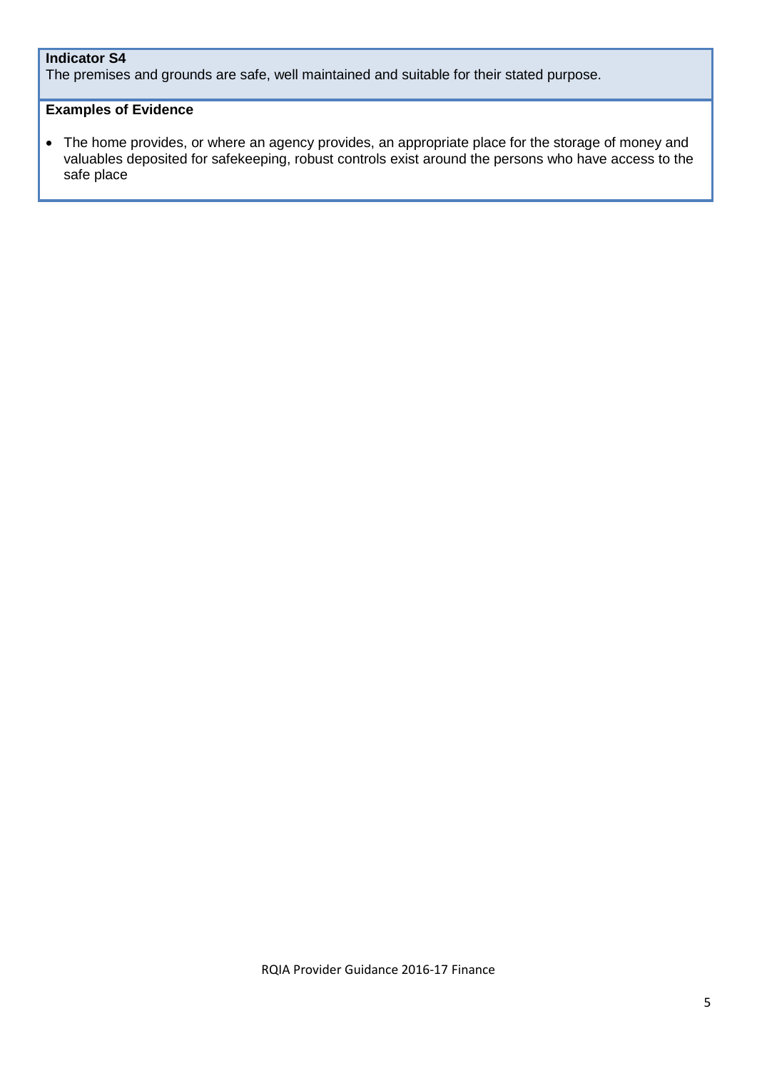**Indicator S4**
The premises and grounds are safe, well maintained and suitable for their stated purpose.

**Examples of Evidence**

- The home provides, or where an agency provides, an appropriate place for the storage of money and valuables deposited for safekeeping, robust controls exist around the persons who have access to the safe place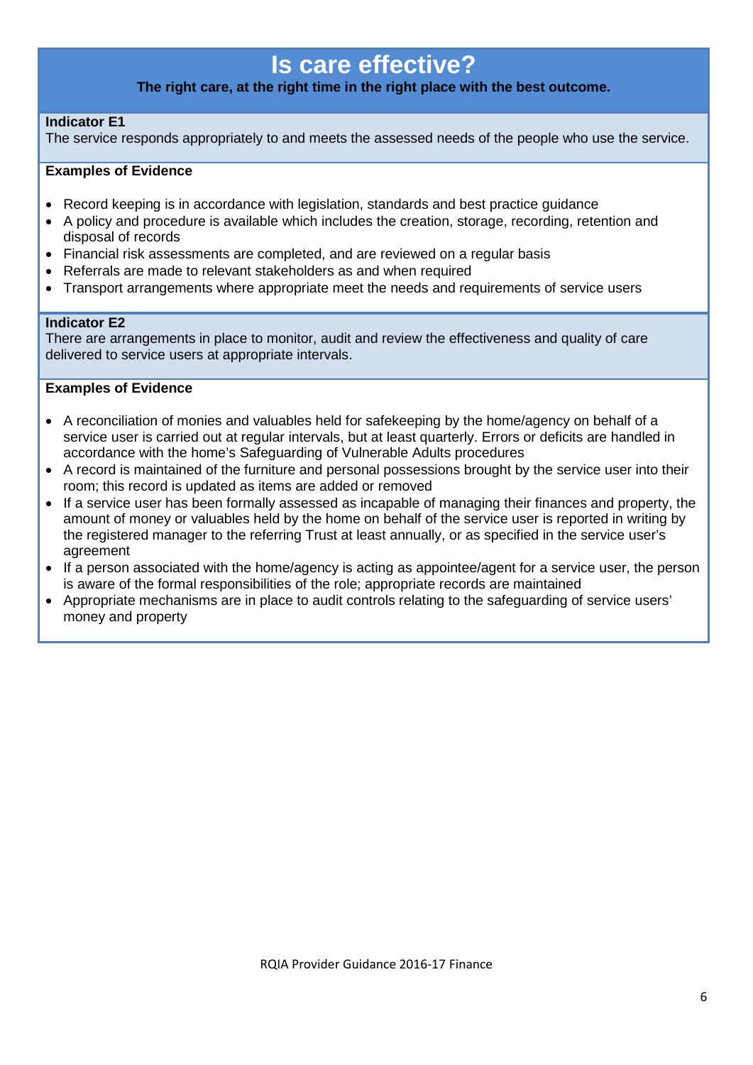# Is care effective?

**The right care, at the right time in the right place with the best outcome.**

**Indicator E1**
The service responds appropriately to and meets the assessed needs of the people who use the service.

**Examples of Evidence**

- Record keeping is in accordance with legislation, standards and best practice guidance
- A policy and procedure is available which includes the creation, storage, recording, retention and disposal of records
- Financial risk assessments are completed, and are reviewed on a regular basis
- Referrals are made to relevant stakeholders as and when required
- Transport arrangements where appropriate meet the needs and requirements of service users

**Indicator E2**
There are arrangements in place to monitor, audit and review the effectiveness and quality of care delivered to service users at appropriate intervals.

**Examples of Evidence**

- A reconciliation of monies and valuables held for safekeeping by the home/agency on behalf of a service user is carried out at regular intervals, but at least quarterly. Errors or deficits are handled in accordance with the home's Safeguarding of Vulnerable Adults procedures
- A record is maintained of the furniture and personal possessions brought by the service user into their room; this record is updated as items are added or removed
- If a service user has been formally assessed as incapable of managing their finances and property, the amount of money or valuables held by the home on behalf of the service user is reported in writing by the registered manager to the referring Trust at least annually, or as specified in the service user's agreement
- If a person associated with the home/agency is acting as appointee/agent for a service user, the person is aware of the formal responsibilities of the role; appropriate records are maintained
- Appropriate mechanisms are in place to audit controls relating to the safeguarding of service users' money and property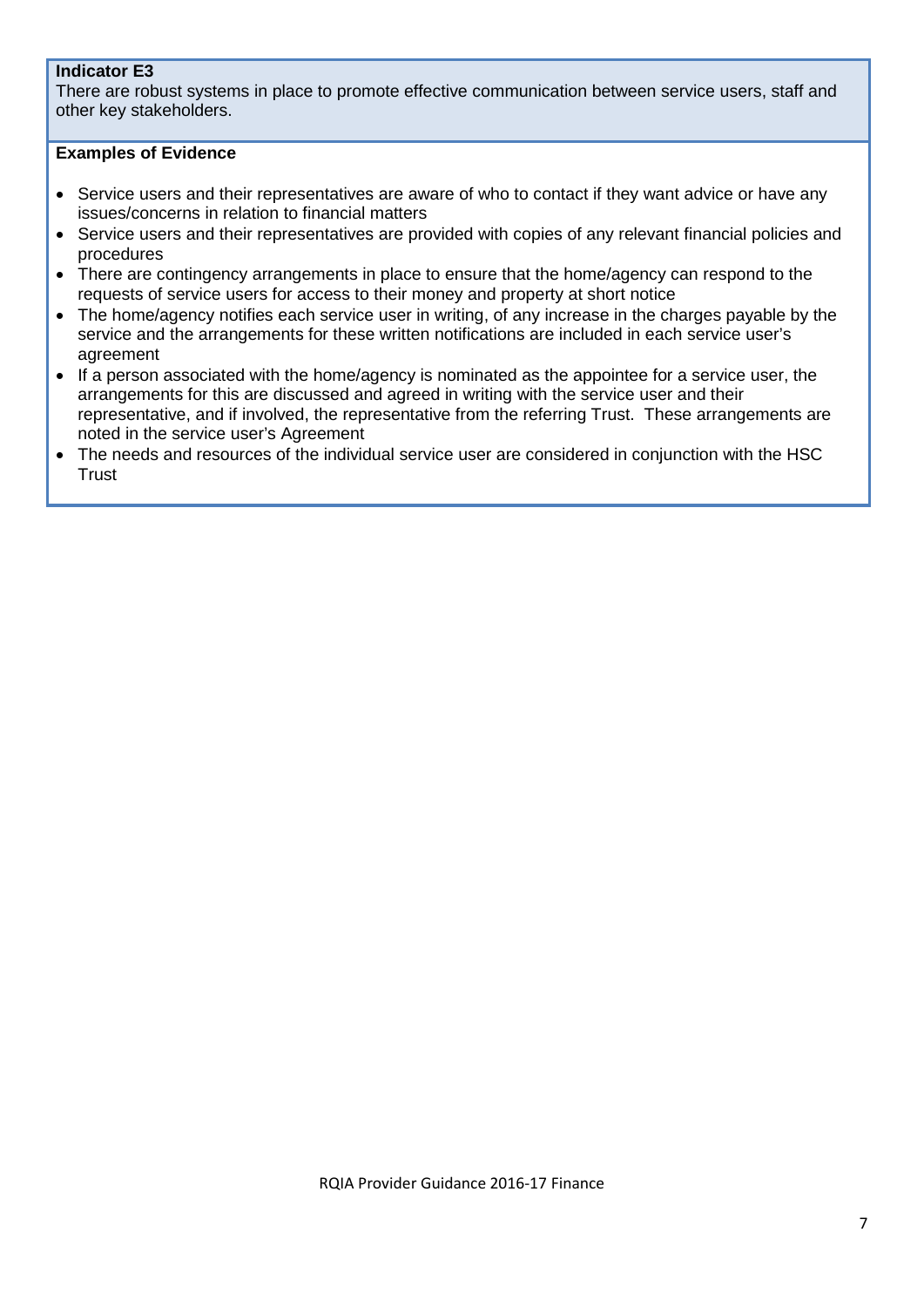**Indicator E3**

There are robust systems in place to promote effective communication between service users, staff and other key stakeholders.

**Examples of Evidence**

- Service users and their representatives are aware of who to contact if they want advice or have any issues/concerns in relation to financial matters
- Service users and their representatives are provided with copies of any relevant financial policies and procedures
- There are contingency arrangements in place to ensure that the home/agency can respond to the requests of service users for access to their money and property at short notice
- The home/agency notifies each service user in writing, of any increase in the charges payable by the service and the arrangements for these written notifications are included in each service user's agreement
- If a person associated with the home/agency is nominated as the appointee for a service user, the arrangements for this are discussed and agreed in writing with the service user and their representative, and if involved, the representative from the referring Trust. These arrangements are noted in the service user's Agreement
- The needs and resources of the individual service user are considered in conjunction with the HSC Trust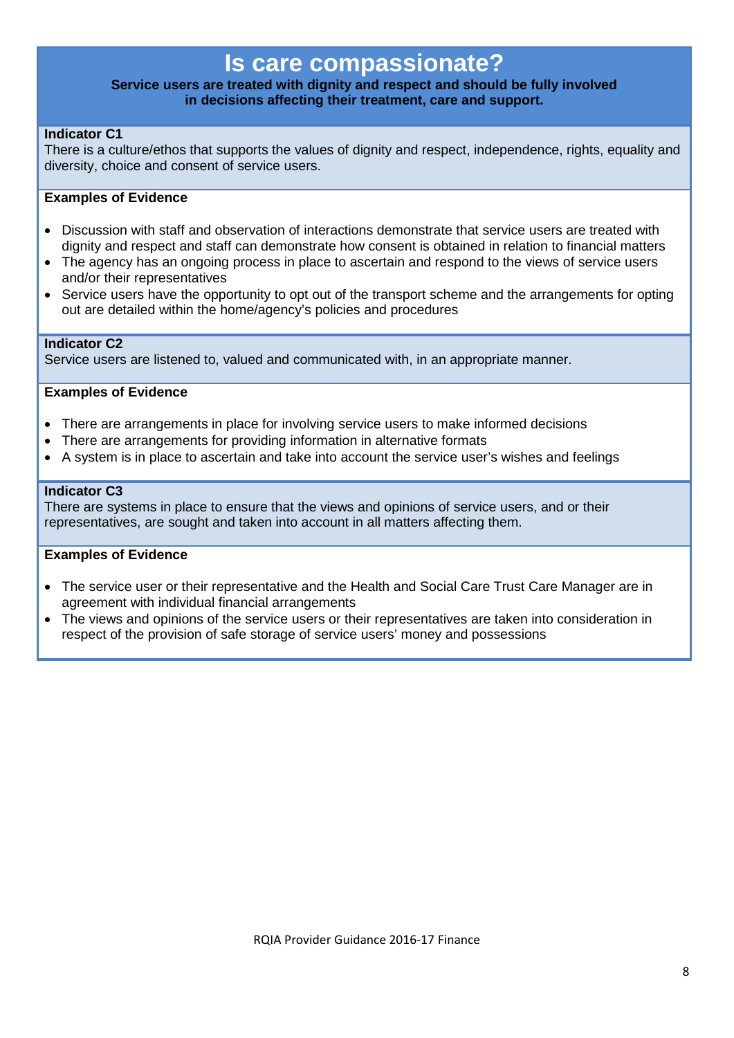# Is care compassionate?

**Service users are treated with dignity and respect and should be fully involved in decisions affecting their treatment, care and support.**

**Indicator C1**
There is a culture/ethos that supports the values of dignity and respect, independence, rights, equality and diversity, choice and consent of service users.

**Examples of Evidence**

- Discussion with staff and observation of interactions demonstrate that service users are treated with dignity and respect and staff can demonstrate how consent is obtained in relation to financial matters
- The agency has an ongoing process in place to ascertain and respond to the views of service users and/or their representatives
- Service users have the opportunity to opt out of the transport scheme and the arrangements for opting out are detailed within the home/agency's policies and procedures

**Indicator C2**
Service users are listened to, valued and communicated with, in an appropriate manner.

**Examples of Evidence**

- There are arrangements in place for involving service users to make informed decisions
- There are arrangements for providing information in alternative formats
- A system is in place to ascertain and take into account the service user's wishes and feelings

**Indicator C3**
There are systems in place to ensure that the views and opinions of service users, and or their representatives, are sought and taken into account in all matters affecting them.

**Examples of Evidence**

- The service user or their representative and the Health and Social Care Trust Care Manager are in agreement with individual financial arrangements
- The views and opinions of the service users or their representatives are taken into consideration in respect of the provision of safe storage of service users' money and possessions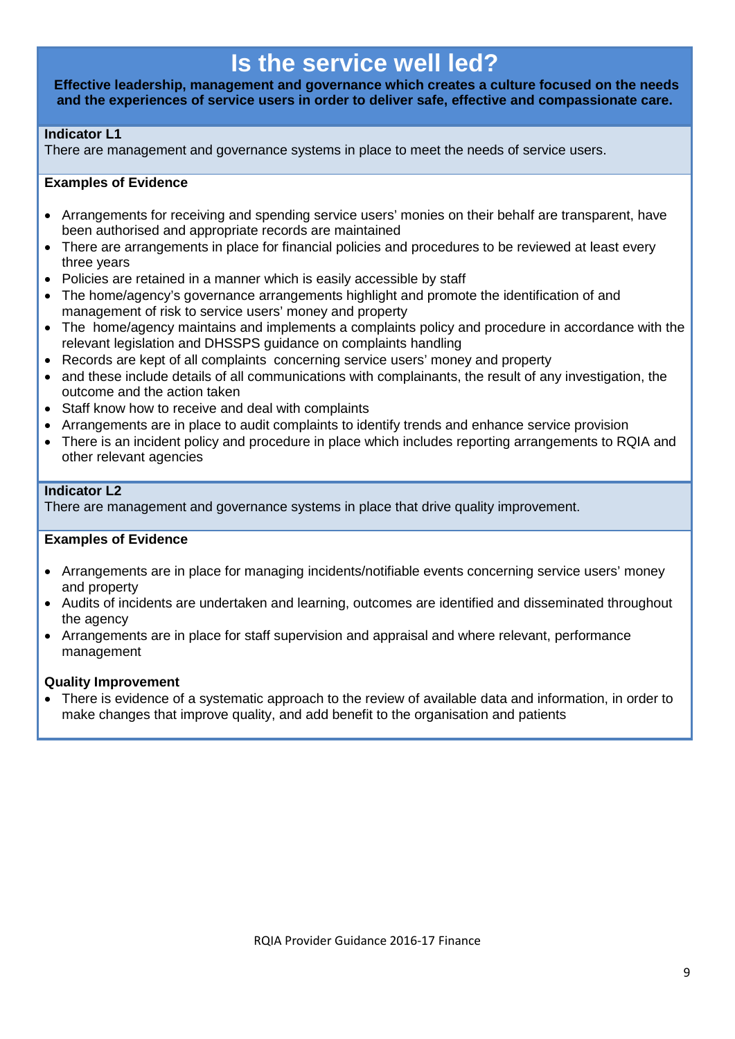# Is the service well led?

**Effective leadership, management and governance which creates a culture focused on the needs and the experiences of service users in order to deliver safe, effective and compassionate care.**

**Indicator L1**
There are management and governance systems in place to meet the needs of service users.

**Examples of Evidence**

- Arrangements for receiving and spending service users' monies on their behalf are transparent, have been authorised and appropriate records are maintained
- There are arrangements in place for financial policies and procedures to be reviewed at least every three years
- Policies are retained in a manner which is easily accessible by staff
- The home/agency's governance arrangements highlight and promote the identification of and management of risk to service users' money and property
- The home/agency maintains and implements a complaints policy and procedure in accordance with the relevant legislation and DHSSPS guidance on complaints handling
- Records are kept of all complaints concerning service users' money and property
- and these include details of all communications with complainants, the result of any investigation, the outcome and the action taken
- Staff know how to receive and deal with complaints
- Arrangements are in place to audit complaints to identify trends and enhance service provision
- There is an incident policy and procedure in place which includes reporting arrangements to RQIA and other relevant agencies

**Indicator L2**
There are management and governance systems in place that drive quality improvement.

**Examples of Evidence**

- Arrangements are in place for managing incidents/notifiable events concerning service users' money and property
- Audits of incidents are undertaken and learning, outcomes are identified and disseminated throughout the agency
- Arrangements are in place for staff supervision and appraisal and where relevant, performance management

**Quality Improvement**

- There is evidence of a systematic approach to the review of available data and information, in order to make changes that improve quality, and add benefit to the organisation and patients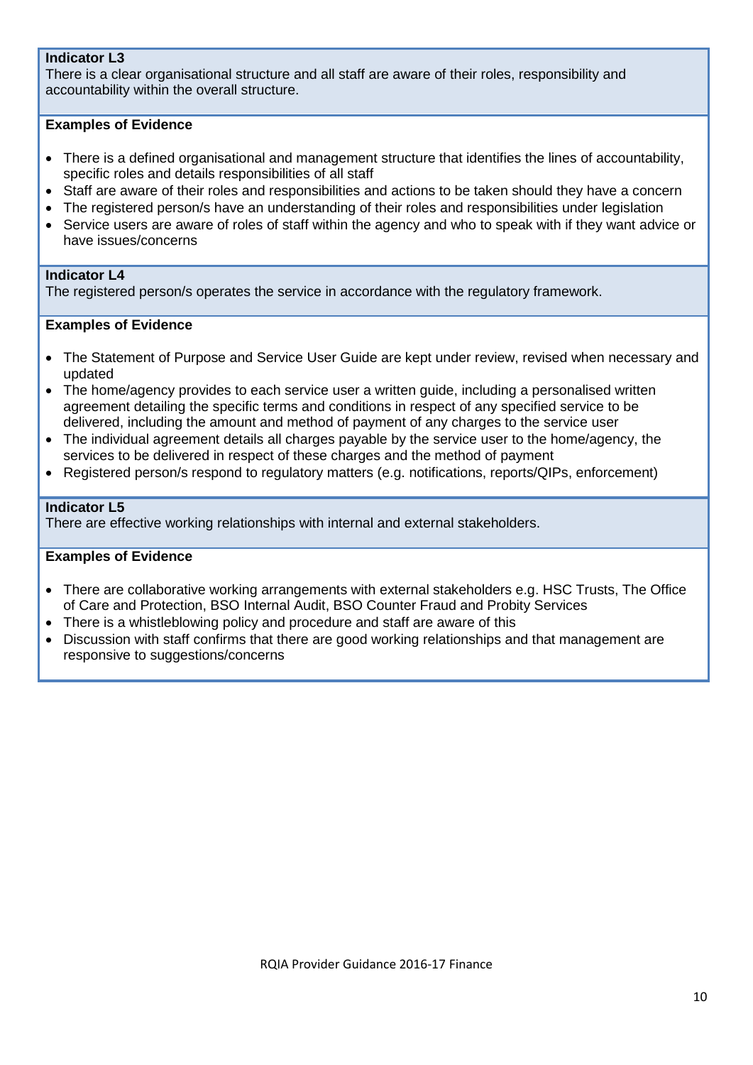**Indicator L3**
There is a clear organisational structure and all staff are aware of their roles, responsibility and accountability within the overall structure.

**Examples of Evidence**

- There is a defined organisational and management structure that identifies the lines of accountability, specific roles and details responsibilities of all staff
- Staff are aware of their roles and responsibilities and actions to be taken should they have a concern
- The registered person/s have an understanding of their roles and responsibilities under legislation
- Service users are aware of roles of staff within the agency and who to speak with if they want advice or have issues/concerns

**Indicator L4**
The registered person/s operates the service in accordance with the regulatory framework.

**Examples of Evidence**

- The Statement of Purpose and Service User Guide are kept under review, revised when necessary and updated
- The home/agency provides to each service user a written guide, including a personalised written agreement detailing the specific terms and conditions in respect of any specified service to be delivered, including the amount and method of payment of any charges to the service user
- The individual agreement details all charges payable by the service user to the home/agency, the services to be delivered in respect of these charges and the method of payment
- Registered person/s respond to regulatory matters (e.g. notifications, reports/QIPs, enforcement)

**Indicator L5**
There are effective working relationships with internal and external stakeholders.

**Examples of Evidence**

- There are collaborative working arrangements with external stakeholders e.g. HSC Trusts, The Office of Care and Protection, BSO Internal Audit, BSO Counter Fraud and Probity Services
- There is a whistleblowing policy and procedure and staff are aware of this
- Discussion with staff confirms that there are good working relationships and that management are responsive to suggestions/concerns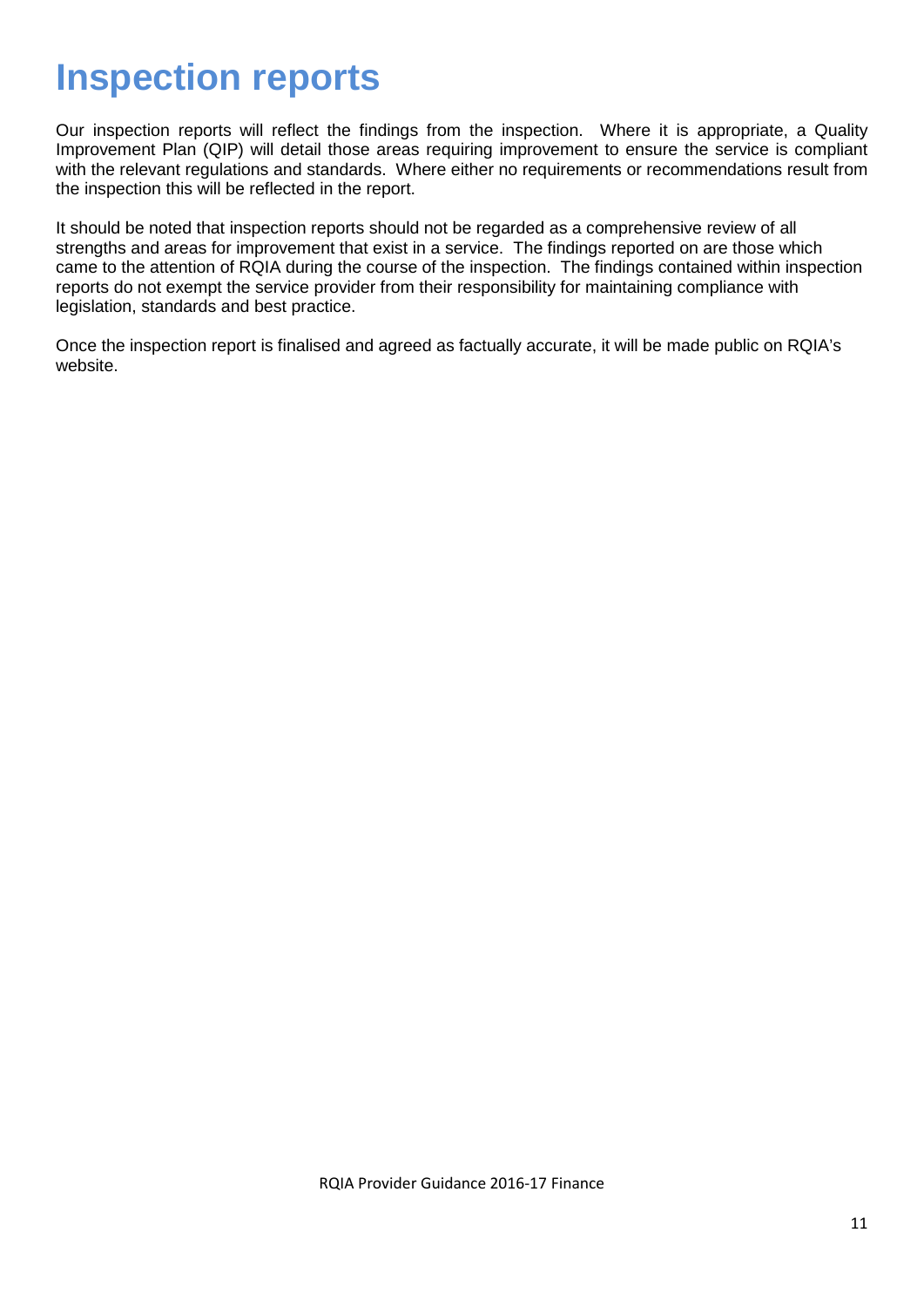# Inspection reports

Our inspection reports will reflect the findings from the inspection. Where it is appropriate, a Quality Improvement Plan (QIP) will detail those areas requiring improvement to ensure the service is compliant with the relevant regulations and standards. Where either no requirements or recommendations result from the inspection this will be reflected in the report.

It should be noted that inspection reports should not be regarded as a comprehensive review of all strengths and areas for improvement that exist in a service. The findings reported on are those which came to the attention of RQIA during the course of the inspection. The findings contained within inspection reports do not exempt the service provider from their responsibility for maintaining compliance with legislation, standards and best practice.

Once the inspection report is finalised and agreed as factually accurate, it will be made public on RQIA's website.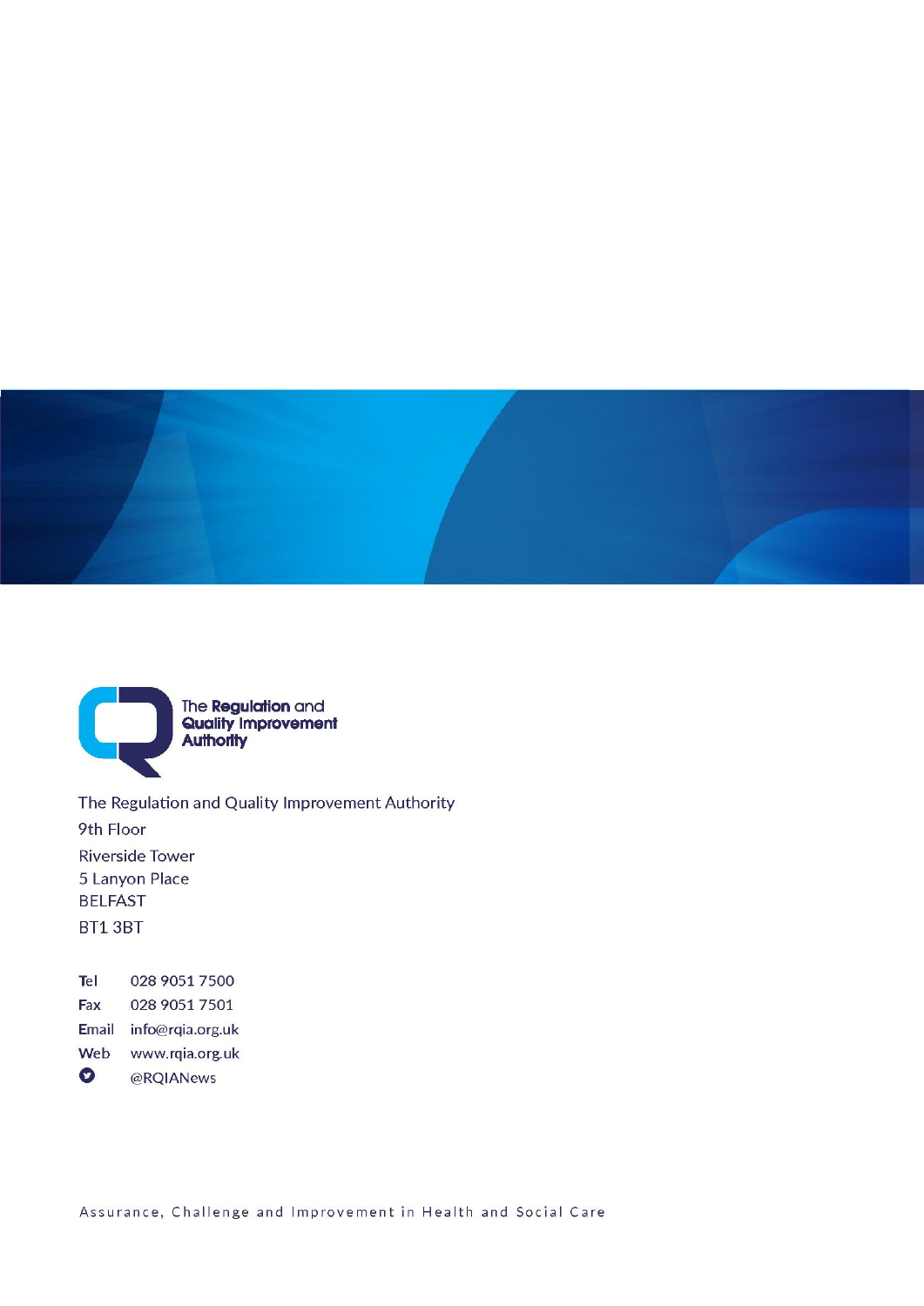The Regulation and Quality Improvement Authority

The Regulation and Quality Improvement Authority
9th Floor
Riverside Tower
5 Lanyon Place
BELFAST
BT1 3BT

| | |
|---|---|
| Tel | 028 9051 7500 |
| Fax | 028 9051 7501 |
| Email | info@rqia.org.uk |
| Web | www.rqia.org.uk |
| | @RQIANews |

Assurance, Challenge and Improvement in Health and Social Care